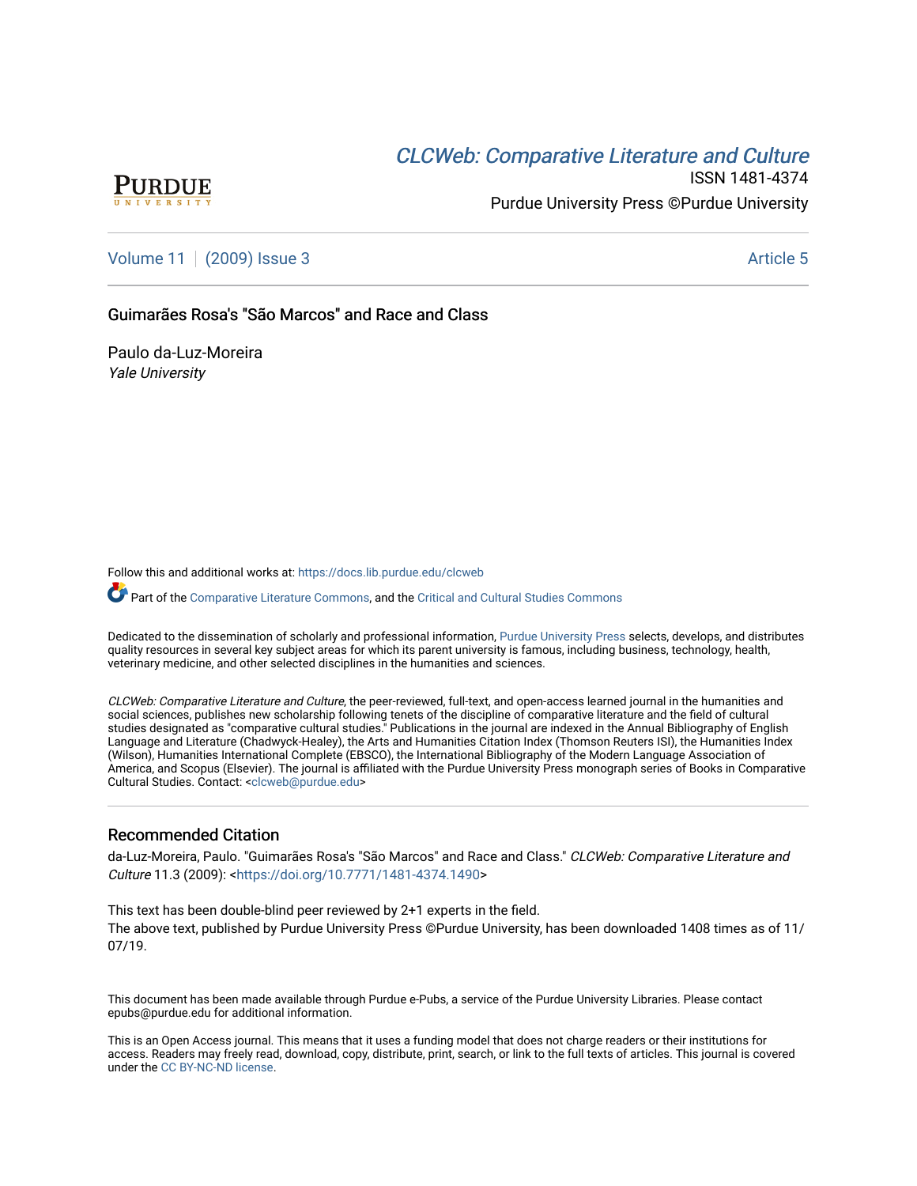CLCWeb: Comparative Literature and Culture

ISSN 1481-4374

Purdue University Press ©Purdue University

Volume 11 | (2009) Issue 3 | Article 5

# Guimarães Rosa's "São Marcos" and Race and Class

Paulo da-Luz-Moreira

*Yale University*

Follow this and additional works at: https://docs.lib.purdue.edu/clcweb

Part of the Comparative Literature Commons, and the Critical and Cultural Studies Commons

Dedicated to the dissemination of scholarly and professional information, Purdue University Press selects, develops, and distributes quality resources in several key subject areas for which its parent university is famous, including business, technology, health, veterinary medicine, and other selected disciplines in the humanities and sciences.

*CLCWeb: Comparative Literature and Culture*, the peer-reviewed, full-text, and open-access learned journal in the humanities and social sciences, publishes new scholarship following tenets of the discipline of comparative literature and the field of cultural studies designated as "comparative cultural studies." Publications in the journal are indexed in the Annual Bibliography of English Language and Literature (Chadwyck-Healey), the Arts and Humanities Citation Index (Thomson Reuters ISI), the Humanities Index (Wilson), Humanities International Complete (EBSCO), the International Bibliography of the Modern Language Association of America, and Scopus (Elsevier). The journal is affiliated with the Purdue University Press monograph series of Books in Comparative Cultural Studies. Contact: <clcweb@purdue.edu>

## Recommended Citation

da-Luz-Moreira, Paulo. "Guimarães Rosa's "São Marcos" and Race and Class." *CLCWeb: Comparative Literature and Culture* 11.3 (2009): <https://doi.org/10.7771/1481-4374.1490>

This text has been double-blind peer reviewed by 2+1 experts in the field.
The above text, published by Purdue University Press ©Purdue University, has been downloaded 1408 times as of 11/07/19.

This document has been made available through Purdue e-Pubs, a service of the Purdue University Libraries. Please contact epubs@purdue.edu for additional information.

This is an Open Access journal. This means that it uses a funding model that does not charge readers or their institutions for access. Readers may freely read, download, copy, distribute, print, search, or link to the full texts of articles. This journal is covered under the CC BY-NC-ND license.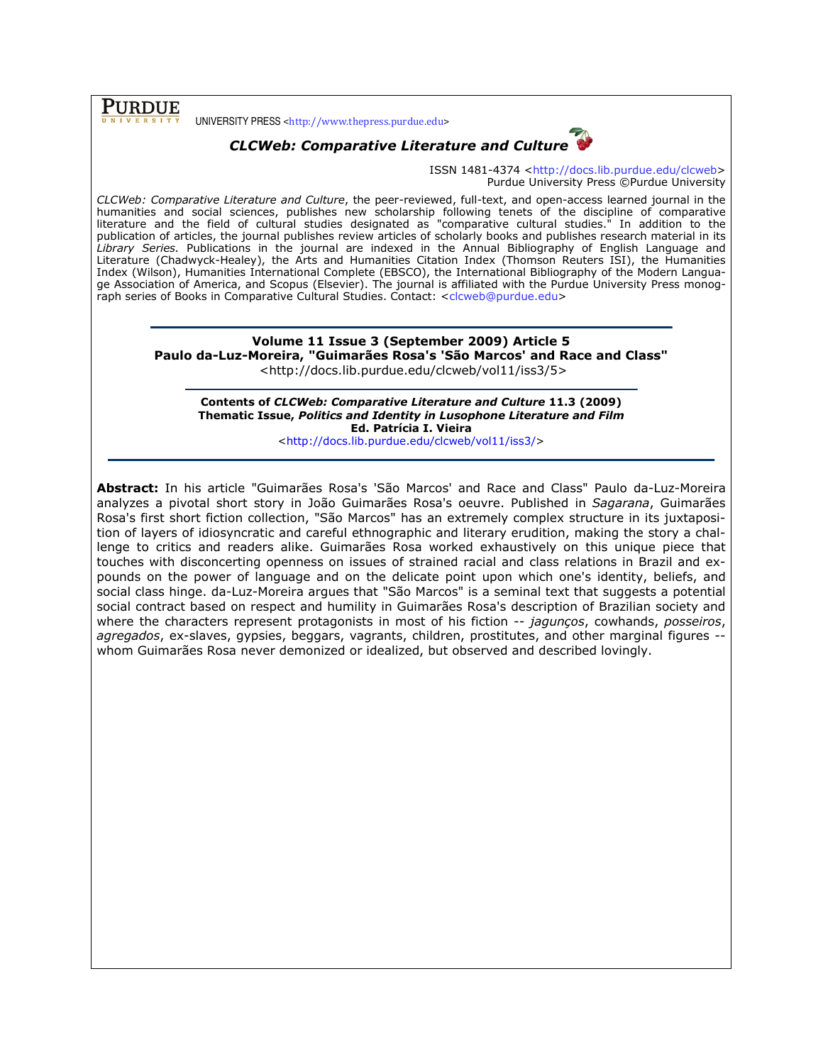**PURDUE** UNIVERSITY PRESS <http://www.thepress.purdue.edu>

***CLCWeb: Comparative Literature and Culture***

ISSN 1481-4374 <http://docs.lib.purdue.edu/clcweb>
Purdue University Press ©Purdue University

*CLCWeb: Comparative Literature and Culture*, the peer-reviewed, full-text, and open-access learned journal in the humanities and social sciences, publishes new scholarship following tenets of the discipline of comparative literature and the field of cultural studies designated as "comparative cultural studies." In addition to the publication of articles, the journal publishes review articles of scholarly books and publishes research material in its *Library Series*. Publications in the journal are indexed in the Annual Bibliography of English Language and Literature (Chadwyck-Healey), the Arts and Humanities Citation Index (Thomson Reuters ISI), the Humanities Index (Wilson), Humanities International Complete (EBSCO), the International Bibliography of the Modern Language Association of America, and Scopus (Elsevier). The journal is affiliated with the Purdue University Press monograph series of Books in Comparative Cultural Studies. Contact: <clcweb@purdue.edu>

---

**Volume 11 Issue 3 (September 2009) Article 5**
**Paulo da-Luz-Moreira, "Guimarães Rosa's 'São Marcos' and Race and Class"**
<http://docs.lib.purdue.edu/clcweb/vol11/iss3/5>

---

**Contents of *CLCWeb: Comparative Literature and Culture* 11.3 (2009)**
**Thematic Issue, *Politics and Identity in Lusophone Literature and Film***
**Ed. Patrícia I. Vieira**
<http://docs.lib.purdue.edu/clcweb/vol11/iss3/>

---

**Abstract:** In his article "Guimarães Rosa's 'São Marcos' and Race and Class" Paulo da-Luz-Moreira analyzes a pivotal short story in João Guimarães Rosa's oeuvre. Published in *Sagarana*, Guimarães Rosa's first short fiction collection, "São Marcos" has an extremely complex structure in its juxtaposition of layers of idiosyncratic and careful ethnographic and literary erudition, making the story a challenge to critics and readers alike. Guimarães Rosa worked exhaustively on this unique piece that touches with disconcerting openness on issues of strained racial and class relations in Brazil and expounds on the power of language and on the delicate point upon which one's identity, beliefs, and social class hinge. da-Luz-Moreira argues that "São Marcos" is a seminal text that suggests a potential social contract based on respect and humility in Guimarães Rosa's description of Brazilian society and where the characters represent protagonists in most of his fiction -- *jagunços*, cowhands, *posseiros*, *agregados*, ex-slaves, gypsies, beggars, vagrants, children, prostitutes, and other marginal figures -- whom Guimarães Rosa never demonized or idealized, but observed and described lovingly.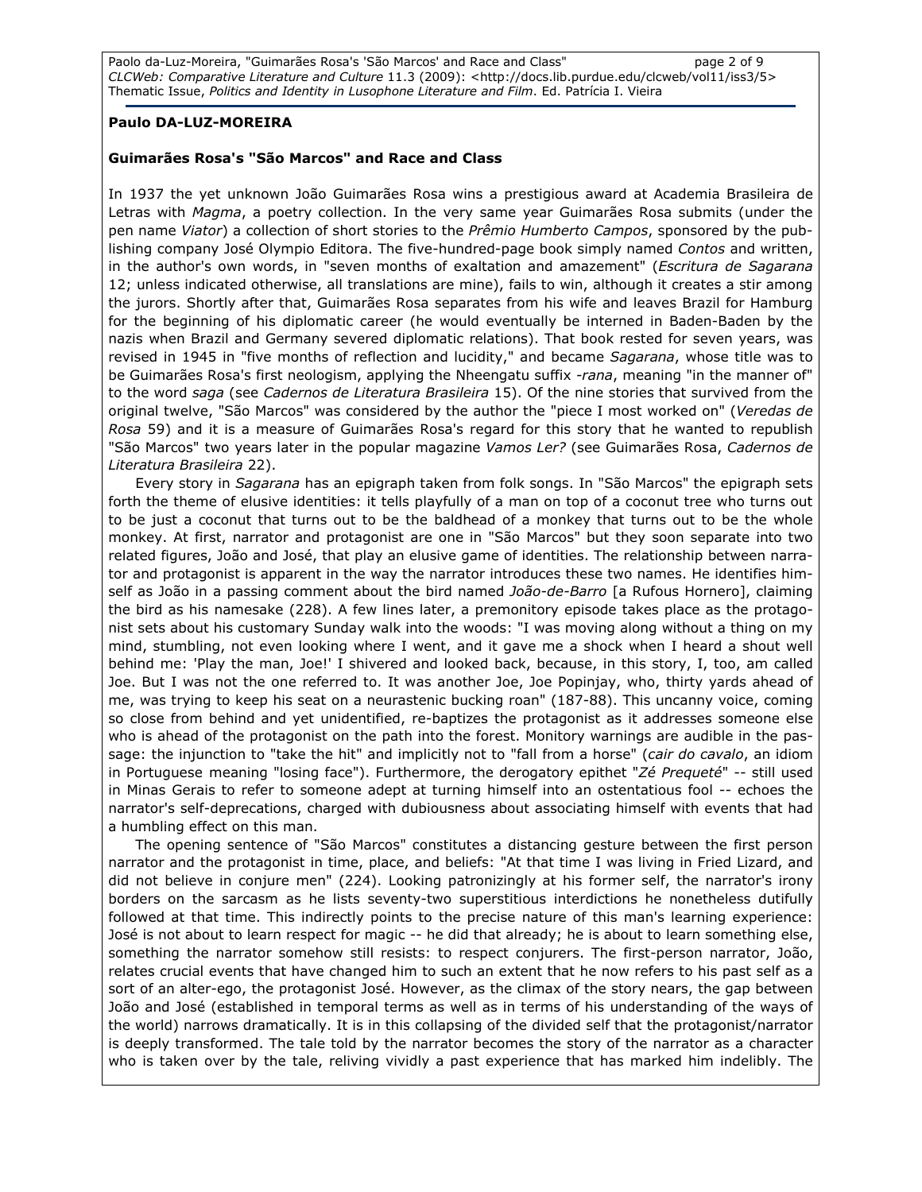**Paulo DA-LUZ-MOREIRA**

**Guimarães Rosa's "São Marcos" and Race and Class**

In 1937 the yet unknown João Guimarães Rosa wins a prestigious award at Academia Brasileira de Letras with *Magma*, a poetry collection. In the very same year Guimarães Rosa submits (under the pen name *Viator*) a collection of short stories to the *Prêmio Humberto Campos*, sponsored by the publishing company José Olympio Editora. The five-hundred-page book simply named *Contos* and written, in the author's own words, in "seven months of exaltation and amazement" (*Escritura de Sagarana* 12; unless indicated otherwise, all translations are mine), fails to win, although it creates a stir among the jurors. Shortly after that, Guimarães Rosa separates from his wife and leaves Brazil for Hamburg for the beginning of his diplomatic career (he would eventually be interned in Baden-Baden by the nazis when Brazil and Germany severed diplomatic relations). That book rested for seven years, was revised in 1945 in "five months of reflection and lucidity," and became *Sagarana*, whose title was to be Guimarães Rosa's first neologism, applying the Nheengatu suffix *-rana*, meaning "in the manner of" to the word *saga* (see *Cadernos de Literatura Brasileira* 15). Of the nine stories that survived from the original twelve, "São Marcos" was considered by the author the "piece I most worked on" (*Veredas de Rosa* 59) and it is a measure of Guimarães Rosa's regard for this story that he wanted to republish "São Marcos" two years later in the popular magazine *Vamos Ler?* (see Guimarães Rosa, *Cadernos de Literatura Brasileira* 22).

Every story in *Sagarana* has an epigraph taken from folk songs. In "São Marcos" the epigraph sets forth the theme of elusive identities: it tells playfully of a man on top of a coconut tree who turns out to be just a coconut that turns out to be the baldhead of a monkey that turns out to be the whole monkey. At first, narrator and protagonist are one in "São Marcos" but they soon separate into two related figures, João and José, that play an elusive game of identities. The relationship between narrator and protagonist is apparent in the way the narrator introduces these two names. He identifies himself as João in a passing comment about the bird named *João-de-Barro* [a Rufous Hornero], claiming the bird as his namesake (228). A few lines later, a premonitory episode takes place as the protagonist sets about his customary Sunday walk into the woods: "I was moving along without a thing on my mind, stumbling, not even looking where I went, and it gave me a shock when I heard a shout well behind me: 'Play the man, Joe!' I shivered and looked back, because, in this story, I, too, am called Joe. But I was not the one referred to. It was another Joe, Joe Popinjay, who, thirty yards ahead of me, was trying to keep his seat on a neurastenic bucking roan" (187-88). This uncanny voice, coming so close from behind and yet unidentified, re-baptizes the protagonist as it addresses someone else who is ahead of the protagonist on the path into the forest. Monitory warnings are audible in the passage: the injunction to "take the hit" and implicitly not to "fall from a horse" (*cair do cavalo*, an idiom in Portuguese meaning "losing face"). Furthermore, the derogatory epithet "*Zé Prequeté*" -- still used in Minas Gerais to refer to someone adept at turning himself into an ostentatious fool -- echoes the narrator's self-deprecations, charged with dubiousness about associating himself with events that had a humbling effect on this man.

The opening sentence of "São Marcos" constitutes a distancing gesture between the first person narrator and the protagonist in time, place, and beliefs: "At that time I was living in Fried Lizard, and did not believe in conjure men" (224). Looking patronizingly at his former self, the narrator's irony borders on the sarcasm as he lists seventy-two superstitious interdictions he nonetheless dutifully followed at that time. This indirectly points to the precise nature of this man's learning experience: José is not about to learn respect for magic -- he did that already; he is about to learn something else, something the narrator somehow still resists: to respect conjurers. The first-person narrator, João, relates crucial events that have changed him to such an extent that he now refers to his past self as a sort of an alter-ego, the protagonist José. However, as the climax of the story nears, the gap between João and José (established in temporal terms as well as in terms of his understanding of the ways of the world) narrows dramatically. It is in this collapsing of the divided self that the protagonist/narrator is deeply transformed. The tale told by the narrator becomes the story of the narrator as a character who is taken over by the tale, reliving vividly a past experience that has marked him indelibly. The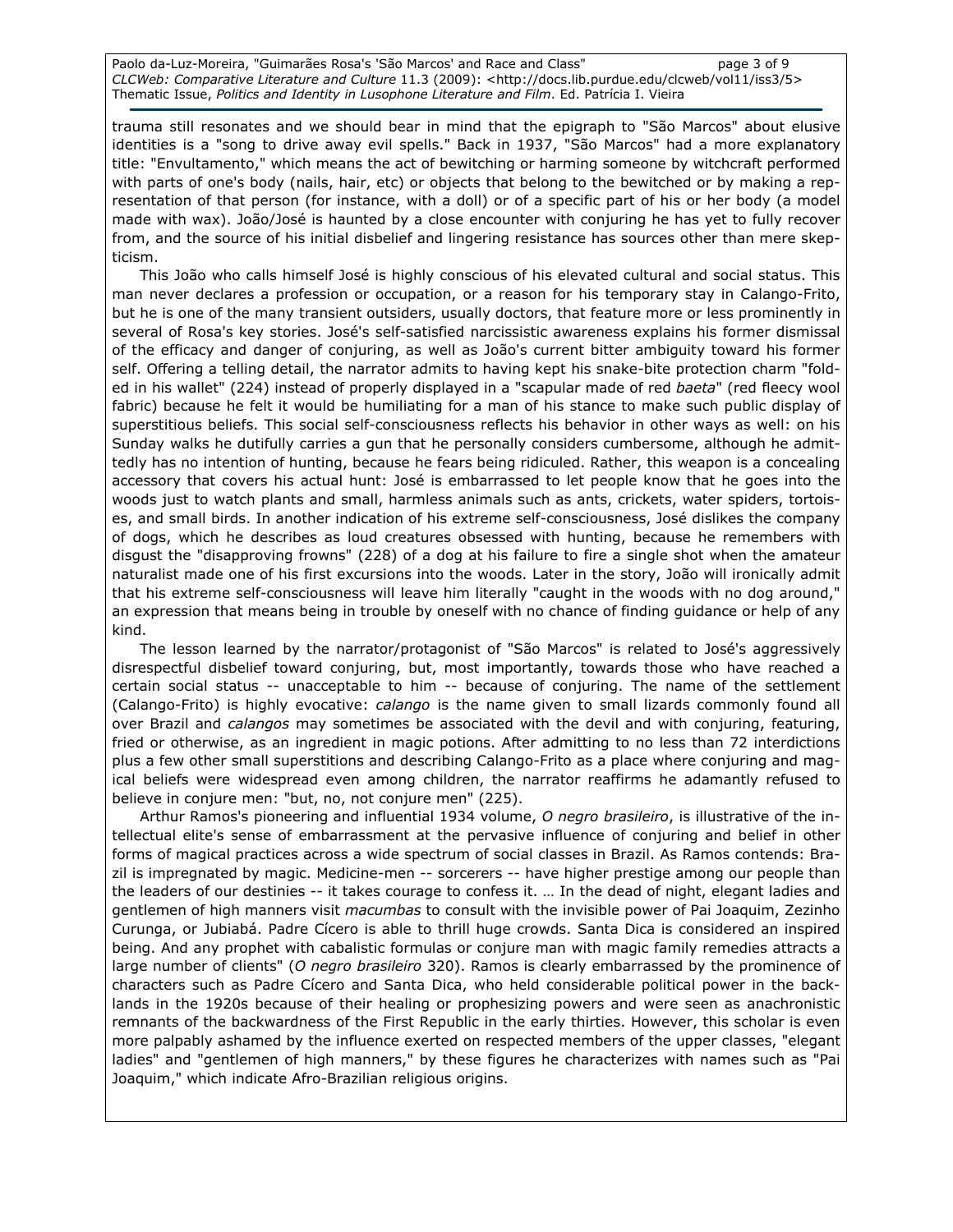trauma still resonates and we should bear in mind that the epigraph to "São Marcos" about elusive identities is a "song to drive away evil spells." Back in 1937, "São Marcos" had a more explanatory title: "Envultamento," which means the act of bewitching or harming someone by witchcraft performed with parts of one's body (nails, hair, etc) or objects that belong to the bewitched or by making a representation of that person (for instance, with a doll) or of a specific part of his or her body (a model made with wax). João/José is haunted by a close encounter with conjuring he has yet to fully recover from, and the source of his initial disbelief and lingering resistance has sources other than mere skepticism.

This João who calls himself José is highly conscious of his elevated cultural and social status. This man never declares a profession or occupation, or a reason for his temporary stay in Calango-Frito, but he is one of the many transient outsiders, usually doctors, that feature more or less prominently in several of Rosa's key stories. José's self-satisfied narcissistic awareness explains his former dismissal of the efficacy and danger of conjuring, as well as João's current bitter ambiguity toward his former self. Offering a telling detail, the narrator admits to having kept his snake-bite protection charm "folded in his wallet" (224) instead of properly displayed in a "scapular made of red *baeta*" (red fleecy wool fabric) because he felt it would be humiliating for a man of his stance to make such public display of superstitious beliefs. This social self-consciousness reflects his behavior in other ways as well: on his Sunday walks he dutifully carries a gun that he personally considers cumbersome, although he admittedly has no intention of hunting, because he fears being ridiculed. Rather, this weapon is a concealing accessory that covers his actual hunt: José is embarrassed to let people know that he goes into the woods just to watch plants and small, harmless animals such as ants, crickets, water spiders, tortoises, and small birds. In another indication of his extreme self-consciousness, José dislikes the company of dogs, which he describes as loud creatures obsessed with hunting, because he remembers with disgust the "disapproving frowns" (228) of a dog at his failure to fire a single shot when the amateur naturalist made one of his first excursions into the woods. Later in the story, João will ironically admit that his extreme self-consciousness will leave him literally "caught in the woods with no dog around," an expression that means being in trouble by oneself with no chance of finding guidance or help of any kind.

The lesson learned by the narrator/protagonist of "São Marcos" is related to José's aggressively disrespectful disbelief toward conjuring, but, most importantly, towards those who have reached a certain social status -- unacceptable to him -- because of conjuring. The name of the settlement (Calango-Frito) is highly evocative: *calango* is the name given to small lizards commonly found all over Brazil and *calangos* may sometimes be associated with the devil and with conjuring, featuring, fried or otherwise, as an ingredient in magic potions. After admitting to no less than 72 interdictions plus a few other small superstitions and describing Calango-Frito as a place where conjuring and magical beliefs were widespread even among children, the narrator reaffirms he adamantly refused to believe in conjure men: "but, no, not conjure men" (225).

Arthur Ramos's pioneering and influential 1934 volume, *O negro brasileiro*, is illustrative of the intellectual elite's sense of embarrassment at the pervasive influence of conjuring and belief in other forms of magical practices across a wide spectrum of social classes in Brazil. As Ramos contends: Brazil is impregnated by magic. Medicine-men -- sorcerers -- have higher prestige among our people than the leaders of our destinies -- it takes courage to confess it. … In the dead of night, elegant ladies and gentlemen of high manners visit *macumbas* to consult with the invisible power of Pai Joaquim, Zezinho Curunga, or Jubiabá. Padre Cícero is able to thrill huge crowds. Santa Dica is considered an inspired being. And any prophet with cabalistic formulas or conjure man with magic family remedies attracts a large number of clients" (*O negro brasileiro* 320). Ramos is clearly embarrassed by the prominence of characters such as Padre Cícero and Santa Dica, who held considerable political power in the backlands in the 1920s because of their healing or prophesizing powers and were seen as anachronistic remnants of the backwardness of the First Republic in the early thirties. However, this scholar is even more palpably ashamed by the influence exerted on respected members of the upper classes, "elegant ladies" and "gentlemen of high manners," by these figures he characterizes with names such as "Pai Joaquim," which indicate Afro-Brazilian religious origins.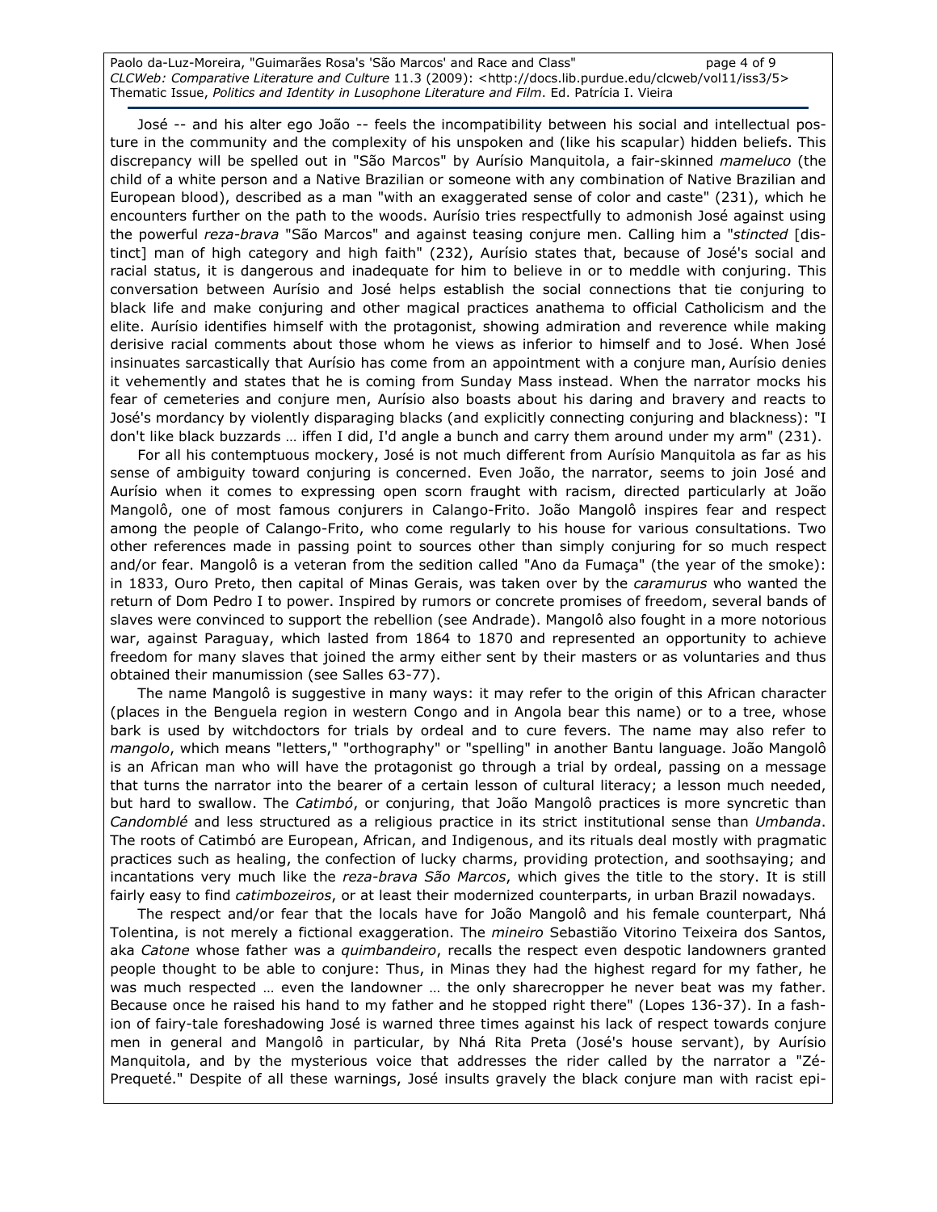José -- and his alter ego João -- feels the incompatibility between his social and intellectual posture in the community and the complexity of his unspoken and (like his scapular) hidden beliefs. This discrepancy will be spelled out in "São Marcos" by Aurísio Manquitola, a fair-skinned *mameluco* (the child of a white person and a Native Brazilian or someone with any combination of Native Brazilian and European blood), described as a man "with an exaggerated sense of color and caste" (231), which he encounters further on the path to the woods. Aurísio tries respectfully to admonish José against using the powerful *reza-brava* "São Marcos" and against teasing conjure men. Calling him a "*stincted* [distinct] man of high category and high faith" (232), Aurísio states that, because of José's social and racial status, it is dangerous and inadequate for him to believe in or to meddle with conjuring. This conversation between Aurísio and José helps establish the social connections that tie conjuring to black life and make conjuring and other magical practices anathema to official Catholicism and the elite. Aurísio identifies himself with the protagonist, showing admiration and reverence while making derisive racial comments about those whom he views as inferior to himself and to José. When José insinuates sarcastically that Aurísio has come from an appointment with a conjure man, Aurísio denies it vehemently and states that he is coming from Sunday Mass instead. When the narrator mocks his fear of cemeteries and conjure men, Aurísio also boasts about his daring and bravery and reacts to José's mordancy by violently disparaging blacks (and explicitly connecting conjuring and blackness): "I don't like black buzzards … iffen I did, I'd angle a bunch and carry them around under my arm" (231).

For all his contemptuous mockery, José is not much different from Aurísio Manquitola as far as his sense of ambiguity toward conjuring is concerned. Even João, the narrator, seems to join José and Aurísio when it comes to expressing open scorn fraught with racism, directed particularly at João Mangolô, one of most famous conjurers in Calango-Frito. João Mangolô inspires fear and respect among the people of Calango-Frito, who come regularly to his house for various consultations. Two other references made in passing point to sources other than simply conjuring for so much respect and/or fear. Mangolô is a veteran from the sedition called "Ano da Fumaça" (the year of the smoke): in 1833, Ouro Preto, then capital of Minas Gerais, was taken over by the *caramurus* who wanted the return of Dom Pedro I to power. Inspired by rumors or concrete promises of freedom, several bands of slaves were convinced to support the rebellion (see Andrade). Mangolô also fought in a more notorious war, against Paraguay, which lasted from 1864 to 1870 and represented an opportunity to achieve freedom for many slaves that joined the army either sent by their masters or as voluntaries and thus obtained their manumission (see Salles 63-77).

The name Mangolô is suggestive in many ways: it may refer to the origin of this African character (places in the Benguela region in western Congo and in Angola bear this name) or to a tree, whose bark is used by witchdoctors for trials by ordeal and to cure fevers. The name may also refer to *mangolo*, which means "letters," "orthography" or "spelling" in another Bantu language. João Mangolô is an African man who will have the protagonist go through a trial by ordeal, passing on a message that turns the narrator into the bearer of a certain lesson of cultural literacy; a lesson much needed, but hard to swallow. The *Catimbó*, or conjuring, that João Mangolô practices is more syncretic than *Candomblé* and less structured as a religious practice in its strict institutional sense than *Umbanda*. The roots of Catimbó are European, African, and Indigenous, and its rituals deal mostly with pragmatic practices such as healing, the confection of lucky charms, providing protection, and soothsaying; and incantations very much like the *reza-brava São Marcos*, which gives the title to the story. It is still fairly easy to find *catimbozeiros*, or at least their modernized counterparts, in urban Brazil nowadays.

The respect and/or fear that the locals have for João Mangolô and his female counterpart, Nhá Tolentina, is not merely a fictional exaggeration. The *mineiro* Sebastião Vitorino Teixeira dos Santos, aka *Catone* whose father was a *quimbandeiro*, recalls the respect even despotic landowners granted people thought to be able to conjure: Thus, in Minas they had the highest regard for my father, he was much respected … even the landowner … the only sharecropper he never beat was my father. Because once he raised his hand to my father and he stopped right there" (Lopes 136-37). In a fashion of fairy-tale foreshadowing José is warned three times against his lack of respect towards conjure men in general and Mangolô in particular, by Nhá Rita Preta (José's house servant), by Aurísio Manquitola, and by the mysterious voice that addresses the rider called by the narrator a "Zé-Prequeté." Despite of all these warnings, José insults gravely the black conjure man with racist epi-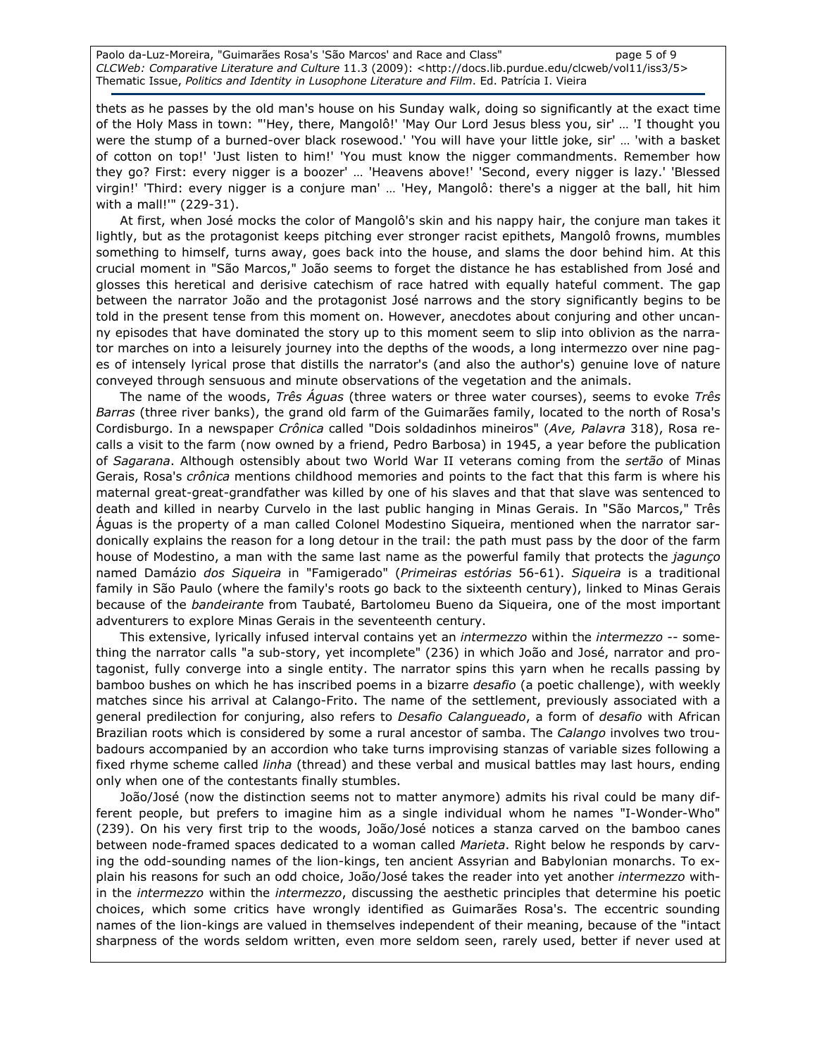thets as he passes by the old man's house on his Sunday walk, doing so significantly at the exact time of the Holy Mass in town: "'Hey, there, Mangolô!' 'May Our Lord Jesus bless you, sir' … 'I thought you were the stump of a burned-over black rosewood.' 'You will have your little joke, sir' … 'with a basket of cotton on top!' 'Just listen to him!' 'You must know the nigger commandments. Remember how they go? First: every nigger is a boozer' … 'Heavens above!' 'Second, every nigger is lazy.' 'Blessed virgin!' 'Third: every nigger is a conjure man' … 'Hey, Mangolô: there's a nigger at the ball, hit him with a mall!'" (229-31).

At first, when José mocks the color of Mangolô's skin and his nappy hair, the conjure man takes it lightly, but as the protagonist keeps pitching ever stronger racist epithets, Mangolô frowns, mumbles something to himself, turns away, goes back into the house, and slams the door behind him. At this crucial moment in "São Marcos," João seems to forget the distance he has established from José and glosses this heretical and derisive catechism of race hatred with equally hateful comment. The gap between the narrator João and the protagonist José narrows and the story significantly begins to be told in the present tense from this moment on. However, anecdotes about conjuring and other uncanny episodes that have dominated the story up to this moment seem to slip into oblivion as the narrator marches on into a leisurely journey into the depths of the woods, a long intermezzo over nine pages of intensely lyrical prose that distills the narrator's (and also the author's) genuine love of nature conveyed through sensuous and minute observations of the vegetation and the animals.

The name of the woods, *Três Águas* (three waters or three water courses), seems to evoke *Três Barras* (three river banks), the grand old farm of the Guimarães family, located to the north of Rosa's Cordisburgo. In a newspaper *Crônica* called "Dois soldadinhos mineiros" (*Ave, Palavra* 318), Rosa recalls a visit to the farm (now owned by a friend, Pedro Barbosa) in 1945, a year before the publication of *Sagarana*. Although ostensibly about two World War II veterans coming from the *sertão* of Minas Gerais, Rosa's *crônica* mentions childhood memories and points to the fact that this farm is where his maternal great-great-grandfather was killed by one of his slaves and that that slave was sentenced to death and killed in nearby Curvelo in the last public hanging in Minas Gerais. In "São Marcos," Três Águas is the property of a man called Colonel Modestino Siqueira, mentioned when the narrator sardonically explains the reason for a long detour in the trail: the path must pass by the door of the farm house of Modestino, a man with the same last name as the powerful family that protects the *jagunço* named Damázio *dos Siqueira* in "Famigerado" (*Primeiras estórias* 56-61). *Siqueira* is a traditional family in São Paulo (where the family's roots go back to the sixteenth century), linked to Minas Gerais because of the *bandeirante* from Taubaté, Bartolomeu Bueno da Siqueira, one of the most important adventurers to explore Minas Gerais in the seventeenth century.

This extensive, lyrically infused interval contains yet an *intermezzo* within the *intermezzo* -- something the narrator calls "a sub-story, yet incomplete" (236) in which João and José, narrator and protagonist, fully converge into a single entity. The narrator spins this yarn when he recalls passing by bamboo bushes on which he has inscribed poems in a bizarre *desafio* (a poetic challenge), with weekly matches since his arrival at Calango-Frito. The name of the settlement, previously associated with a general predilection for conjuring, also refers to *Desafio Calangueado*, a form of *desafio* with African Brazilian roots which is considered by some a rural ancestor of samba. The *Calango* involves two troubadours accompanied by an accordion who take turns improvising stanzas of variable sizes following a fixed rhyme scheme called *linha* (thread) and these verbal and musical battles may last hours, ending only when one of the contestants finally stumbles.

João/José (now the distinction seems not to matter anymore) admits his rival could be many different people, but prefers to imagine him as a single individual whom he names "I-Wonder-Who" (239). On his very first trip to the woods, João/José notices a stanza carved on the bamboo canes between node-framed spaces dedicated to a woman called *Marieta*. Right below he responds by carving the odd-sounding names of the lion-kings, ten ancient Assyrian and Babylonian monarchs. To explain his reasons for such an odd choice, João/José takes the reader into yet another *intermezzo* within the *intermezzo* within the *intermezzo*, discussing the aesthetic principles that determine his poetic choices, which some critics have wrongly identified as Guimarães Rosa's. The eccentric sounding names of the lion-kings are valued in themselves independent of their meaning, because of the "intact sharpness of the words seldom written, even more seldom seen, rarely used, better if never used at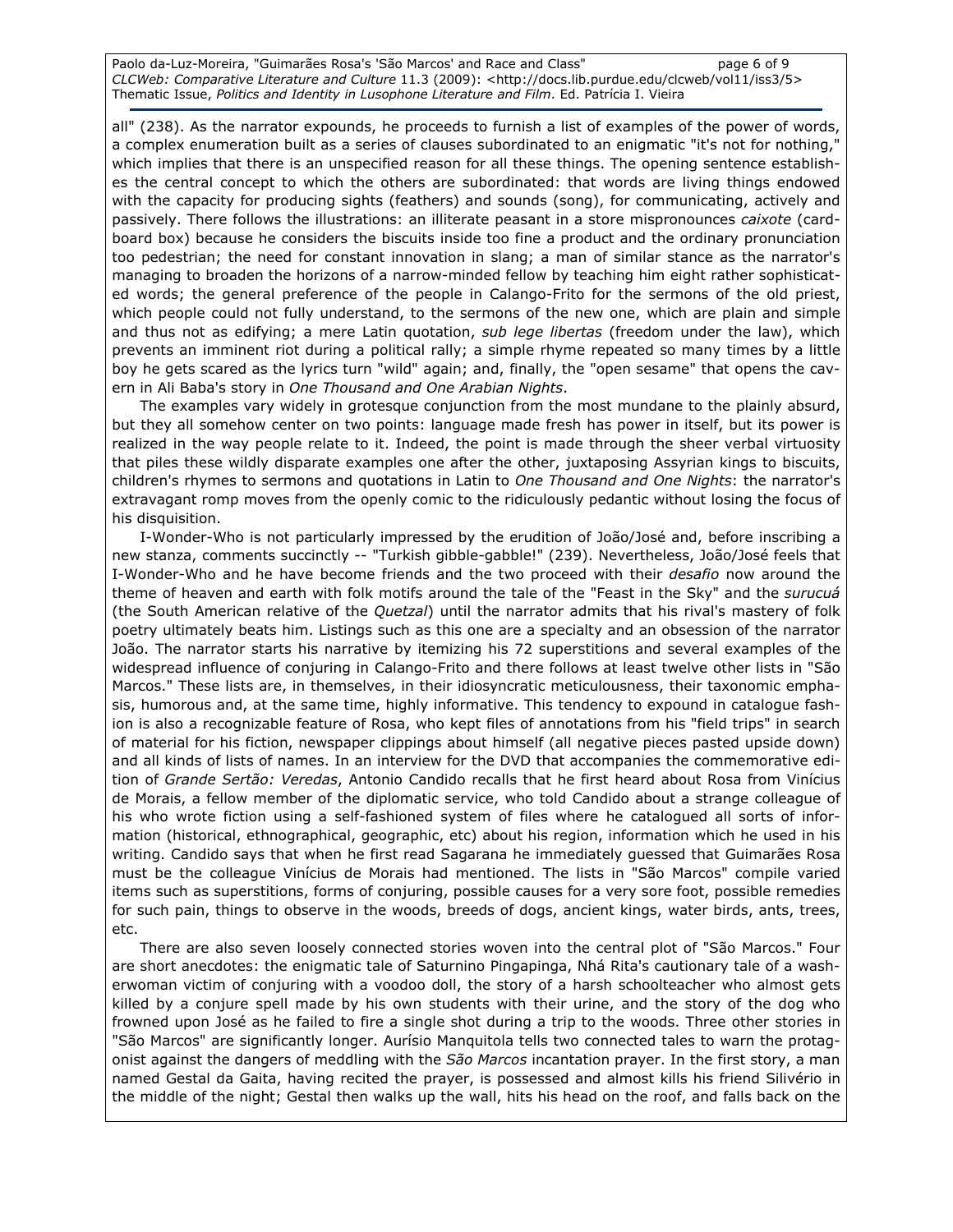all" (238). As the narrator expounds, he proceeds to furnish a list of examples of the power of words, a complex enumeration built as a series of clauses subordinated to an enigmatic "it's not for nothing," which implies that there is an unspecified reason for all these things. The opening sentence establishes the central concept to which the others are subordinated: that words are living things endowed with the capacity for producing sights (feathers) and sounds (song), for communicating, actively and passively. There follows the illustrations: an illiterate peasant in a store mispronounces *caixote* (cardboard box) because he considers the biscuits inside too fine a product and the ordinary pronunciation too pedestrian; the need for constant innovation in slang; a man of similar stance as the narrator's managing to broaden the horizons of a narrow-minded fellow by teaching him eight rather sophisticated words; the general preference of the people in Calango-Frito for the sermons of the old priest, which people could not fully understand, to the sermons of the new one, which are plain and simple and thus not as edifying; a mere Latin quotation, *sub lege libertas* (freedom under the law), which prevents an imminent riot during a political rally; a simple rhyme repeated so many times by a little boy he gets scared as the lyrics turn "wild" again; and, finally, the "open sesame" that opens the cavern in Ali Baba's story in *One Thousand and One Arabian Nights*.

The examples vary widely in grotesque conjunction from the most mundane to the plainly absurd, but they all somehow center on two points: language made fresh has power in itself, but its power is realized in the way people relate to it. Indeed, the point is made through the sheer verbal virtuosity that piles these wildly disparate examples one after the other, juxtaposing Assyrian kings to biscuits, children's rhymes to sermons and quotations in Latin to *One Thousand and One Nights*: the narrator's extravagant romp moves from the openly comic to the ridiculously pedantic without losing the focus of his disquisition.

I-Wonder-Who is not particularly impressed by the erudition of João/José and, before inscribing a new stanza, comments succinctly -- "Turkish gibble-gabble!" (239). Nevertheless, João/José feels that I-Wonder-Who and he have become friends and the two proceed with their *desafio* now around the theme of heaven and earth with folk motifs around the tale of the "Feast in the Sky" and the *surucuá* (the South American relative of the *Quetzal*) until the narrator admits that his rival's mastery of folk poetry ultimately beats him. Listings such as this one are a specialty and an obsession of the narrator João. The narrator starts his narrative by itemizing his 72 superstitions and several examples of the widespread influence of conjuring in Calango-Frito and there follows at least twelve other lists in "São Marcos." These lists are, in themselves, in their idiosyncratic meticulousness, their taxonomic emphasis, humorous and, at the same time, highly informative. This tendency to expound in catalogue fashion is also a recognizable feature of Rosa, who kept files of annotations from his "field trips" in search of material for his fiction, newspaper clippings about himself (all negative pieces pasted upside down) and all kinds of lists of names. In an interview for the DVD that accompanies the commemorative edition of *Grande Sertão: Veredas*, Antonio Candido recalls that he first heard about Rosa from Vinícius de Morais, a fellow member of the diplomatic service, who told Candido about a strange colleague of his who wrote fiction using a self-fashioned system of files where he catalogued all sorts of information (historical, ethnographical, geographic, etc) about his region, information which he used in his writing. Candido says that when he first read Sagarana he immediately guessed that Guimarães Rosa must be the colleague Vinícius de Morais had mentioned. The lists in "São Marcos" compile varied items such as superstitions, forms of conjuring, possible causes for a very sore foot, possible remedies for such pain, things to observe in the woods, breeds of dogs, ancient kings, water birds, ants, trees, etc.

There are also seven loosely connected stories woven into the central plot of "São Marcos." Four are short anecdotes: the enigmatic tale of Saturnino Pingapinga, Nhá Rita's cautionary tale of a washerwoman victim of conjuring with a voodoo doll, the story of a harsh schoolteacher who almost gets killed by a conjure spell made by his own students with their urine, and the story of the dog who frowned upon José as he failed to fire a single shot during a trip to the woods. Three other stories in "São Marcos" are significantly longer. Aurísio Manquitola tells two connected tales to warn the protagonist against the dangers of meddling with the *São Marcos* incantation prayer. In the first story, a man named Gestal da Gaita, having recited the prayer, is possessed and almost kills his friend Silivério in the middle of the night; Gestal then walks up the wall, hits his head on the roof, and falls back on the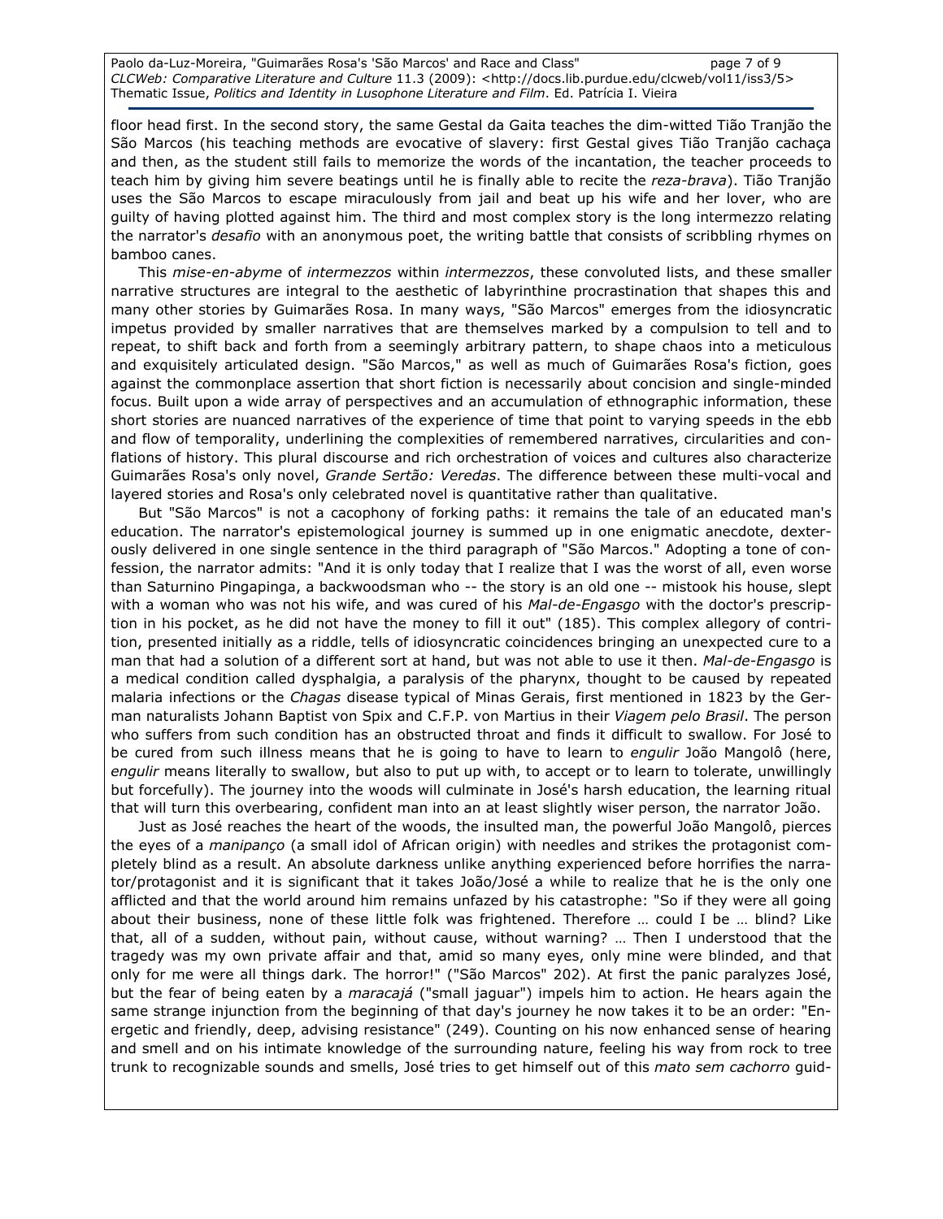floor head first. In the second story, the same Gestal da Gaita teaches the dim-witted Tião Tranjão the São Marcos (his teaching methods are evocative of slavery: first Gestal gives Tião Tranjão cachaça and then, as the student still fails to memorize the words of the incantation, the teacher proceeds to teach him by giving him severe beatings until he is finally able to recite the *reza-brava*). Tião Tranjão uses the São Marcos to escape miraculously from jail and beat up his wife and her lover, who are guilty of having plotted against him. The third and most complex story is the long intermezzo relating the narrator's *desafio* with an anonymous poet, the writing battle that consists of scribbling rhymes on bamboo canes.

This *mise-en-abyme* of *intermezzos* within *intermezzos*, these convoluted lists, and these smaller narrative structures are integral to the aesthetic of labyrinthine procrastination that shapes this and many other stories by Guimarães Rosa. In many ways, "São Marcos" emerges from the idiosyncratic impetus provided by smaller narratives that are themselves marked by a compulsion to tell and to repeat, to shift back and forth from a seemingly arbitrary pattern, to shape chaos into a meticulous and exquisitely articulated design. "São Marcos," as well as much of Guimarães Rosa's fiction, goes against the commonplace assertion that short fiction is necessarily about concision and single-minded focus. Built upon a wide array of perspectives and an accumulation of ethnographic information, these short stories are nuanced narratives of the experience of time that point to varying speeds in the ebb and flow of temporality, underlining the complexities of remembered narratives, circularities and conflations of history. This plural discourse and rich orchestration of voices and cultures also characterize Guimarães Rosa's only novel, *Grande Sertão: Veredas*. The difference between these multi-vocal and layered stories and Rosa's only celebrated novel is quantitative rather than qualitative.

But "São Marcos" is not a cacophony of forking paths: it remains the tale of an educated man's education. The narrator's epistemological journey is summed up in one enigmatic anecdote, dexterously delivered in one single sentence in the third paragraph of "São Marcos." Adopting a tone of confession, the narrator admits: "And it is only today that I realize that I was the worst of all, even worse than Saturnino Pingapinga, a backwoodsman who -- the story is an old one -- mistook his house, slept with a woman who was not his wife, and was cured of his *Mal-de-Engasgo* with the doctor's prescription in his pocket, as he did not have the money to fill it out" (185). This complex allegory of contrition, presented initially as a riddle, tells of idiosyncratic coincidences bringing an unexpected cure to a man that had a solution of a different sort at hand, but was not able to use it then. *Mal-de-Engasgo* is a medical condition called dysphalgia, a paralysis of the pharynx, thought to be caused by repeated malaria infections or the *Chagas* disease typical of Minas Gerais, first mentioned in 1823 by the German naturalists Johann Baptist von Spix and C.F.P. von Martius in their *Viagem pelo Brasil*. The person who suffers from such condition has an obstructed throat and finds it difficult to swallow. For José to be cured from such illness means that he is going to have to learn to *engulir* João Mangolô (here, *engulir* means literally to swallow, but also to put up with, to accept or to learn to tolerate, unwillingly but forcefully). The journey into the woods will culminate in José's harsh education, the learning ritual that will turn this overbearing, confident man into an at least slightly wiser person, the narrator João.

Just as José reaches the heart of the woods, the insulted man, the powerful João Mangolô, pierces the eyes of a *manipanço* (a small idol of African origin) with needles and strikes the protagonist completely blind as a result. An absolute darkness unlike anything experienced before horrifies the narrator/protagonist and it is significant that it takes João/José a while to realize that he is the only one afflicted and that the world around him remains unfazed by his catastrophe: "So if they were all going about their business, none of these little folk was frightened. Therefore … could I be … blind? Like that, all of a sudden, without pain, without cause, without warning? … Then I understood that the tragedy was my own private affair and that, amid so many eyes, only mine were blinded, and that only for me were all things dark. The horror!" ("São Marcos" 202). At first the panic paralyzes José, but the fear of being eaten by a *maracajá* ("small jaguar") impels him to action. He hears again the same strange injunction from the beginning of that day's journey he now takes it to be an order: "Energetic and friendly, deep, advising resistance" (249). Counting on his now enhanced sense of hearing and smell and on his intimate knowledge of the surrounding nature, feeling his way from rock to tree trunk to recognizable sounds and smells, José tries to get himself out of this *mato sem cachorro* guid-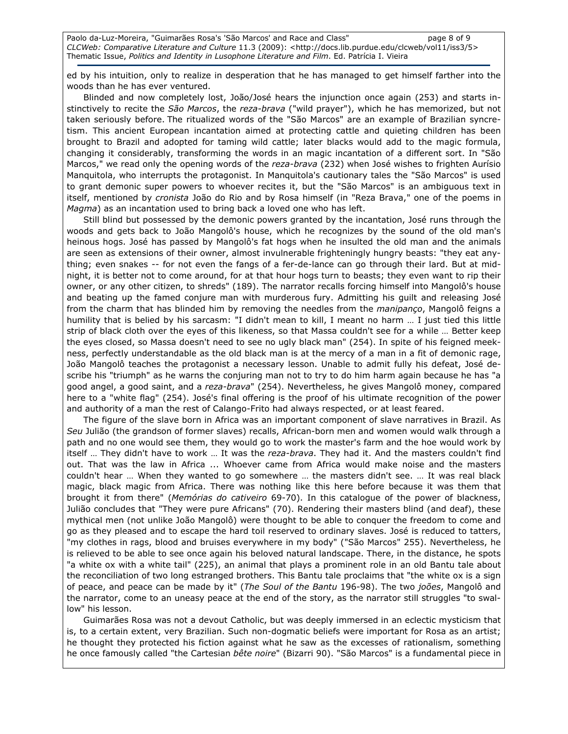ed by his intuition, only to realize in desperation that he has managed to get himself farther into the woods than he has ever ventured.

Blinded and now completely lost, João/José hears the injunction once again (253) and starts instinctively to recite the *São Marcos*, the *reza-brava* ("wild prayer"), which he has memorized, but not taken seriously before. The ritualized words of the "São Marcos" are an example of Brazilian syncretism. This ancient European incantation aimed at protecting cattle and quieting children has been brought to Brazil and adopted for taming wild cattle; later blacks would add to the magic formula, changing it considerably, transforming the words in an magic incantation of a different sort. In "São Marcos," we read only the opening words of the *reza-brava* (232) when José wishes to frighten Aurísio Manquitola, who interrupts the protagonist. In Manquitola's cautionary tales the "São Marcos" is used to grant demonic super powers to whoever recites it, but the "São Marcos" is an ambiguous text in itself, mentioned by *cronista* João do Rio and by Rosa himself (in "Reza Brava," one of the poems in *Magma*) as an incantation used to bring back a loved one who has left.

Still blind but possessed by the demonic powers granted by the incantation, José runs through the woods and gets back to João Mangolô's house, which he recognizes by the sound of the old man's heinous hogs. José has passed by Mangolô's fat hogs when he insulted the old man and the animals are seen as extensions of their owner, almost invulnerable frighteningly hungry beasts: "they eat anything; even snakes -- for not even the fangs of a fer-de-lance can go through their lard. But at midnight, it is better not to come around, for at that hour hogs turn to beasts; they even want to rip their owner, or any other citizen, to shreds" (189). The narrator recalls forcing himself into Mangolô's house and beating up the famed conjure man with murderous fury. Admitting his guilt and releasing José from the charm that has blinded him by removing the needles from the *manipanço*, Mangolô feigns a humility that is belied by his sarcasm: "I didn't mean to kill, I meant no harm … I just tied this little strip of black cloth over the eyes of this likeness, so that Massa couldn't see for a while … Better keep the eyes closed, so Massa doesn't need to see no ugly black man" (254). In spite of his feigned meekness, perfectly understandable as the old black man is at the mercy of a man in a fit of demonic rage, João Mangolô teaches the protagonist a necessary lesson. Unable to admit fully his defeat, José describe his "triumph" as he warns the conjuring man not to try to do him harm again because he has "a good angel, a good saint, and a *reza-brava*" (254). Nevertheless, he gives Mangolô money, compared here to a "white flag" (254). José's final offering is the proof of his ultimate recognition of the power and authority of a man the rest of Calango-Frito had always respected, or at least feared.

The figure of the slave born in Africa was an important component of slave narratives in Brazil. As *Seu* Julião (the grandson of former slaves) recalls, African-born men and women would walk through a path and no one would see them, they would go to work the master's farm and the hoe would work by itself … They didn't have to work … It was the *reza-brava*. They had it. And the masters couldn't find out. That was the law in Africa ... Whoever came from Africa would make noise and the masters couldn't hear … When they wanted to go somewhere … the masters didn't see. … It was real black magic, black magic from Africa. There was nothing like this here before because it was them that brought it from there" (*Memórias do cativeiro* 69-70). In this catalogue of the power of blackness, Julião concludes that "They were pure Africans" (70). Rendering their masters blind (and deaf), these mythical men (not unlike João Mangolô) were thought to be able to conquer the freedom to come and go as they pleased and to escape the hard toil reserved to ordinary slaves. José is reduced to tatters, "my clothes in rags, blood and bruises everywhere in my body" ("São Marcos" 255). Nevertheless, he is relieved to be able to see once again his beloved natural landscape. There, in the distance, he spots "a white ox with a white tail" (225), an animal that plays a prominent role in an old Bantu tale about the reconciliation of two long estranged brothers. This Bantu tale proclaims that "the white ox is a sign of peace, and peace can be made by it" (*The Soul of the Bantu* 196-98). The two *joões*, Mangolô and the narrator, come to an uneasy peace at the end of the story, as the narrator still struggles "to swallow" his lesson.

Guimarães Rosa was not a devout Catholic, but was deeply immersed in an eclectic mysticism that is, to a certain extent, very Brazilian. Such non-dogmatic beliefs were important for Rosa as an artist; he thought they protected his fiction against what he saw as the excesses of rationalism, something he once famously called "the Cartesian *bête noire*" (Bizarri 90). "São Marcos" is a fundamental piece in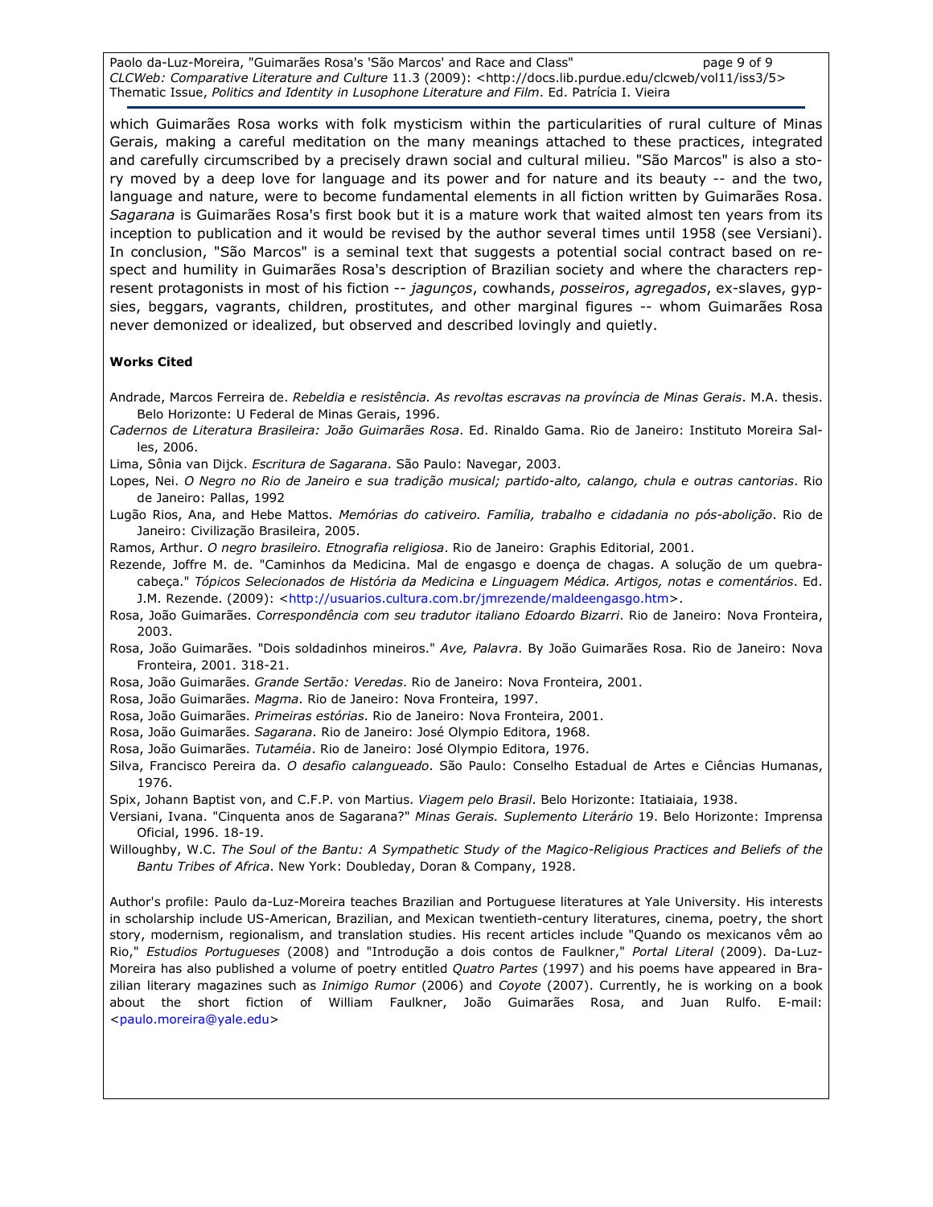which Guimarães Rosa works with folk mysticism within the particularities of rural culture of Minas Gerais, making a careful meditation on the many meanings attached to these practices, integrated and carefully circumscribed by a precisely drawn social and cultural milieu. "São Marcos" is also a story moved by a deep love for language and its power and for nature and its beauty -- and the two, language and nature, were to become fundamental elements in all fiction written by Guimarães Rosa. *Sagarana* is Guimarães Rosa's first book but it is a mature work that waited almost ten years from its inception to publication and it would be revised by the author several times until 1958 (see Versiani). In conclusion, "São Marcos" is a seminal text that suggests a potential social contract based on respect and humility in Guimarães Rosa's description of Brazilian society and where the characters represent protagonists in most of his fiction -- *jagunços*, cowhands, *posseiros*, *agregados*, ex-slaves, gypsies, beggars, vagrants, children, prostitutes, and other marginal figures -- whom Guimarães Rosa never demonized or idealized, but observed and described lovingly and quietly.

**Works Cited**

Andrade, Marcos Ferreira de. *Rebeldia e resistência. As revoltas escravas na província de Minas Gerais*. M.A. thesis. Belo Horizonte: U Federal de Minas Gerais, 1996.

*Cadernos de Literatura Brasileira: João Guimarães Rosa*. Ed. Rinaldo Gama. Rio de Janeiro: Instituto Moreira Salles, 2006.

Lima, Sônia van Dijck. *Escritura de Sagarana*. São Paulo: Navegar, 2003.

Lopes, Nei. *O Negro no Rio de Janeiro e sua tradição musical; partido-alto, calango, chula e outras cantorias*. Rio de Janeiro: Pallas, 1992

Lugão Rios, Ana, and Hebe Mattos. *Memórias do cativeiro. Família, trabalho e cidadania no pós-abolição*. Rio de Janeiro: Civilização Brasileira, 2005.

Ramos, Arthur. *O negro brasileiro. Etnografia religiosa*. Rio de Janeiro: Graphis Editorial, 2001.

Rezende, Joffre M. de. "Caminhos da Medicina. Mal de engasgo e doença de chagas. A solução de um quebra-cabeça." *Tópicos Selecionados de História da Medicina e Linguagem Médica. Artigos, notas e comentários*. Ed. J.M. Rezende. (2009): <http://usuarios.cultura.com.br/jmrezende/maldeengasgo.htm>.

Rosa, João Guimarães. *Correspondência com seu tradutor italiano Edoardo Bizarri*. Rio de Janeiro: Nova Fronteira, 2003.

Rosa, João Guimarães. "Dois soldadinhos mineiros." *Ave, Palavra*. By João Guimarães Rosa. Rio de Janeiro: Nova Fronteira, 2001. 318-21.

Rosa, João Guimarães. *Grande Sertão: Veredas*. Rio de Janeiro: Nova Fronteira, 2001.

Rosa, João Guimarães. *Magma*. Rio de Janeiro: Nova Fronteira, 1997.

Rosa, João Guimarães. *Primeiras estórias*. Rio de Janeiro: Nova Fronteira, 2001.

Rosa, João Guimarães. *Sagarana*. Rio de Janeiro: José Olympio Editora, 1968.

Rosa, João Guimarães. *Tutaméia*. Rio de Janeiro: José Olympio Editora, 1976.

Silva, Francisco Pereira da. *O desafio calangueado*. São Paulo: Conselho Estadual de Artes e Ciências Humanas, 1976.

Spix, Johann Baptist von, and C.F.P. von Martius. *Viagem pelo Brasil*. Belo Horizonte: Itatiaiaia, 1938.

Versiani, Ivana. "Cinquenta anos de Sagarana?" *Minas Gerais. Suplemento Literário* 19. Belo Horizonte: Imprensa Oficial, 1996. 18-19.

Willoughby, W.C. *The Soul of the Bantu: A Sympathetic Study of the Magico-Religious Practices and Beliefs of the Bantu Tribes of Africa*. New York: Doubleday, Doran & Company, 1928.

Author's profile: Paulo da-Luz-Moreira teaches Brazilian and Portuguese literatures at Yale University. His interests in scholarship include US-American, Brazilian, and Mexican twentieth-century literatures, cinema, poetry, the short story, modernism, regionalism, and translation studies. His recent articles include "Quando os mexicanos vêm ao Rio," *Estudios Portugueses* (2008) and "Introdução a dois contos de Faulkner," *Portal Literal* (2009). Da-Luz-Moreira has also published a volume of poetry entitled *Quatro Partes* (1997) and his poems have appeared in Brazilian literary magazines such as *Inimigo Rumor* (2006) and *Coyote* (2007). Currently, he is working on a book about the short fiction of William Faulkner, João Guimarães Rosa, and Juan Rulfo. E-mail: <paulo.moreira@yale.edu>